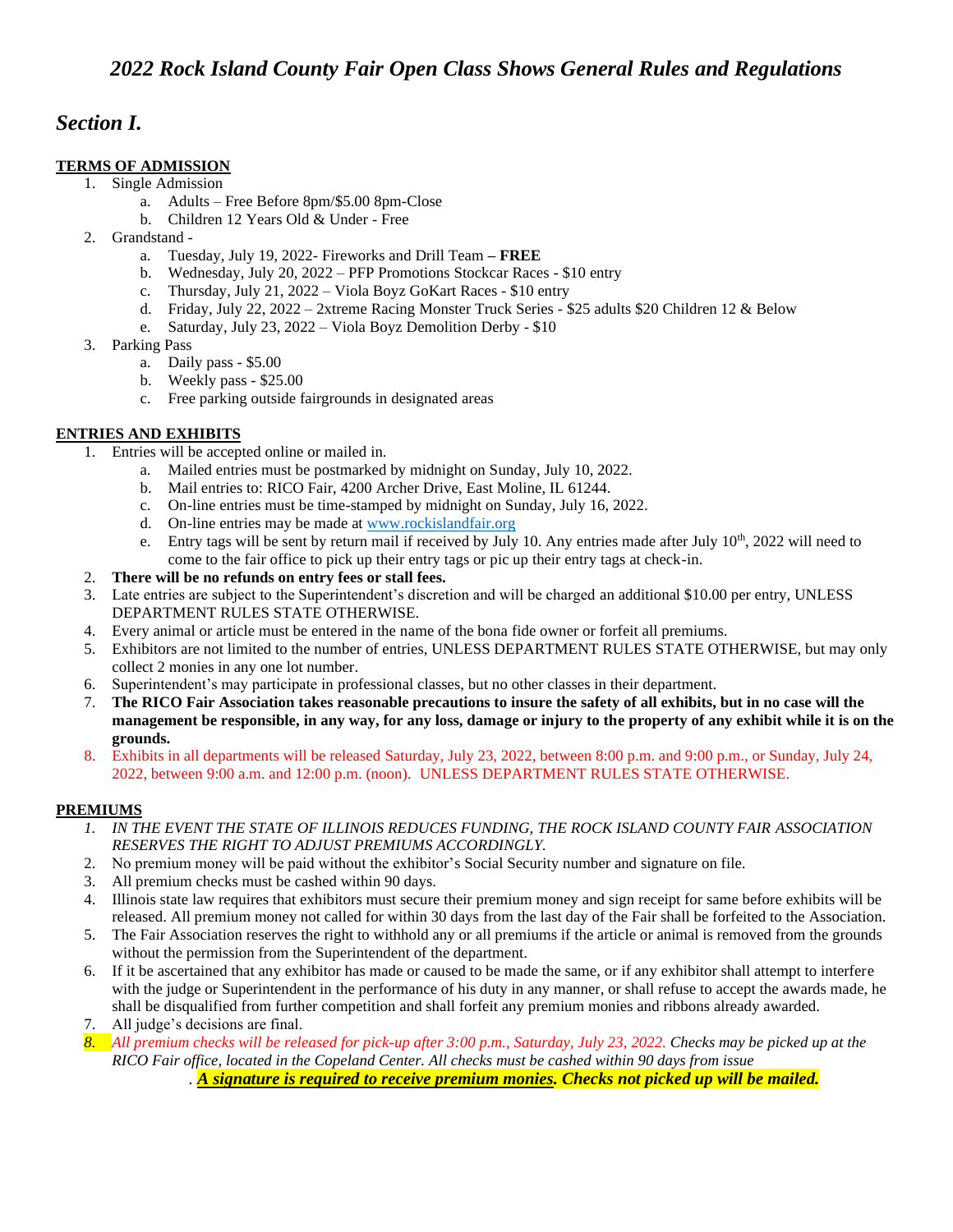# *2022 Rock Island County Fair Open Class Shows General Rules and Regulations*

## *Section I.*

**TERMS OF ADMISSION**

1. Single Admission
    a. Adults – Free Before 8pm/$5.00 8pm-Close
    b. Children 12 Years Old & Under - Free
2. Grandstand -
    a. Tuesday, July 19, 2022- Fireworks and Drill Team **– FREE**
    b. Wednesday, July 20, 2022 – PFP Promotions Stockcar Races - $10 entry
    c. Thursday, July 21, 2022 – Viola Boyz GoKart Races - $10 entry
    d. Friday, July 22, 2022 – 2xtreme Racing Monster Truck Series - $25 adults $20 Children 12 & Below
    e. Saturday, July 23, 2022 – Viola Boyz Demolition Derby - $10
3. Parking Pass
    a. Daily pass - $5.00
    b. Weekly pass - $25.00
    c. Free parking outside fairgrounds in designated areas

**ENTRIES AND EXHIBITS**

1. Entries will be accepted online or mailed in.
    a. Mailed entries must be postmarked by midnight on Sunday, July 10, 2022.
    b. Mail entries to: RICO Fair, 4200 Archer Drive, East Moline, IL 61244.
    c. On-line entries must be time-stamped by midnight on Sunday, July 16, 2022.
    d. On-line entries may be made at www.rockislandfair.org
    e. Entry tags will be sent by return mail if received by July 10. Any entries made after July 10th, 2022 will need to come to the fair office to pick up their entry tags or pic up their entry tags at check-in.
2. **There will be no refunds on entry fees or stall fees.**
3. Late entries are subject to the Superintendent's discretion and will be charged an additional $10.00 per entry, UNLESS DEPARTMENT RULES STATE OTHERWISE.
4. Every animal or article must be entered in the name of the bona fide owner or forfeit all premiums.
5. Exhibitors are not limited to the number of entries, UNLESS DEPARTMENT RULES STATE OTHERWISE, but may only collect 2 monies in any one lot number.
6. Superintendent's may participate in professional classes, but no other classes in their department.
7. **The RICO Fair Association takes reasonable precautions to insure the safety of all exhibits, but in no case will the management be responsible, in any way, for any loss, damage or injury to the property of any exhibit while it is on the grounds.**
8. Exhibits in all departments will be released Saturday, July 23, 2022, between 8:00 p.m. and 9:00 p.m., or Sunday, July 24, 2022, between 9:00 a.m. and 12:00 p.m. (noon). UNLESS DEPARTMENT RULES STATE OTHERWISE.

**PREMIUMS**

1. *IN THE EVENT THE STATE OF ILLINOIS REDUCES FUNDING, THE ROCK ISLAND COUNTY FAIR ASSOCIATION RESERVES THE RIGHT TO ADJUST PREMIUMS ACCORDINGLY.*
2. No premium money will be paid without the exhibitor's Social Security number and signature on file.
3. All premium checks must be cashed within 90 days.
4. Illinois state law requires that exhibitors must secure their premium money and sign receipt for same before exhibits will be released. All premium money not called for within 30 days from the last day of the Fair shall be forfeited to the Association.
5. The Fair Association reserves the right to withhold any or all premiums if the article or animal is removed from the grounds without the permission from the Superintendent of the department.
6. If it be ascertained that any exhibitor has made or caused to be made the same, or if any exhibitor shall attempt to interfere with the judge or Superintendent in the performance of his duty in any manner, or shall refuse to accept the awards made, he shall be disqualified from further competition and shall forfeit any premium monies and ribbons already awarded.
7. All judge's decisions are final.
8. *All premium checks will be released for pick-up after 3:00 p.m., Saturday, July 23, 2022. Checks may be picked up at the RICO Fair office, located in the Copeland Center. All checks must be cashed within 90 days from issue*
    . ***A signature is required to receive premium monies. Checks not picked up will be mailed.***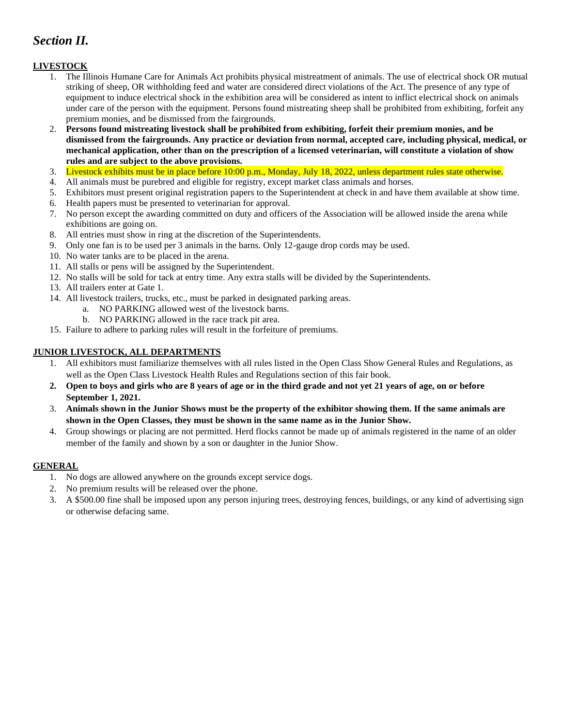# *Section II.*

**LIVESTOCK**

1. The Illinois Humane Care for Animals Act prohibits physical mistreatment of animals. The use of electrical shock OR mutual striking of sheep, OR withholding feed and water are considered direct violations of the Act. The presence of any type of equipment to induce electrical shock in the exhibition area will be considered as intent to inflict electrical shock on animals under care of the person with the equipment. Persons found mistreating sheep shall be prohibited from exhibiting, forfeit any premium monies, and be dismissed from the fairgrounds.
2. **Persons found mistreating livestock shall be prohibited from exhibiting, forfeit their premium monies, and be dismissed from the fairgrounds. Any practice or deviation from normal, accepted care, including physical, medical, or mechanical application, other than on the prescription of a licensed veterinarian, will constitute a violation of show rules and are subject to the above provisions.**
3. Livestock exhibits must be in place before 10:00 p.m., Monday, July 18, 2022, unless department rules state otherwise.
4. All animals must be purebred and eligible for registry, except market class animals and horses.
5. Exhibitors must present original registration papers to the Superintendent at check in and have them available at show time.
6. Health papers must be presented to veterinarian for approval.
7. No person except the awarding committed on duty and officers of the Association will be allowed inside the arena while exhibitions are going on.
8. All entries must show in ring at the discretion of the Superintendents.
9. Only one fan is to be used per 3 animals in the barns. Only 12-gauge drop cords may be used.
10. No water tanks are to be placed in the arena.
11. All stalls or pens will be assigned by the Superintendent.
12. No stalls will be sold for tack at entry time. Any extra stalls will be divided by the Superintendents.
13. All trailers enter at Gate 1.
14. All livestock trailers, trucks, etc., must be parked in designated parking areas.
    a. NO PARKING allowed west of the livestock barns.
    b. NO PARKING allowed in the race track pit area.
15. Failure to adhere to parking rules will result in the forfeiture of premiums.

**JUNIOR LIVESTOCK, ALL DEPARTMENTS**

1. All exhibitors must familiarize themselves with all rules listed in the Open Class Show General Rules and Regulations, as well as the Open Class Livestock Health Rules and Regulations section of this fair book.
2. **Open to boys and girls who are 8 years of age or in the third grade and not yet 21 years of age, on or before September 1, 2021.**
3. **Animals shown in the Junior Shows must be the property of the exhibitor showing them. If the same animals are shown in the Open Classes, they must be shown in the same name as in the Junior Show.**
4. Group showings or placing are not permitted. Herd flocks cannot be made up of animals registered in the name of an older member of the family and shown by a son or daughter in the Junior Show.

**GENERAL**

1. No dogs are allowed anywhere on the grounds except service dogs.
2. No premium results will be released over the phone.
3. A $500.00 fine shall be imposed upon any person injuring trees, destroying fences, buildings, or any kind of advertising sign or otherwise defacing same.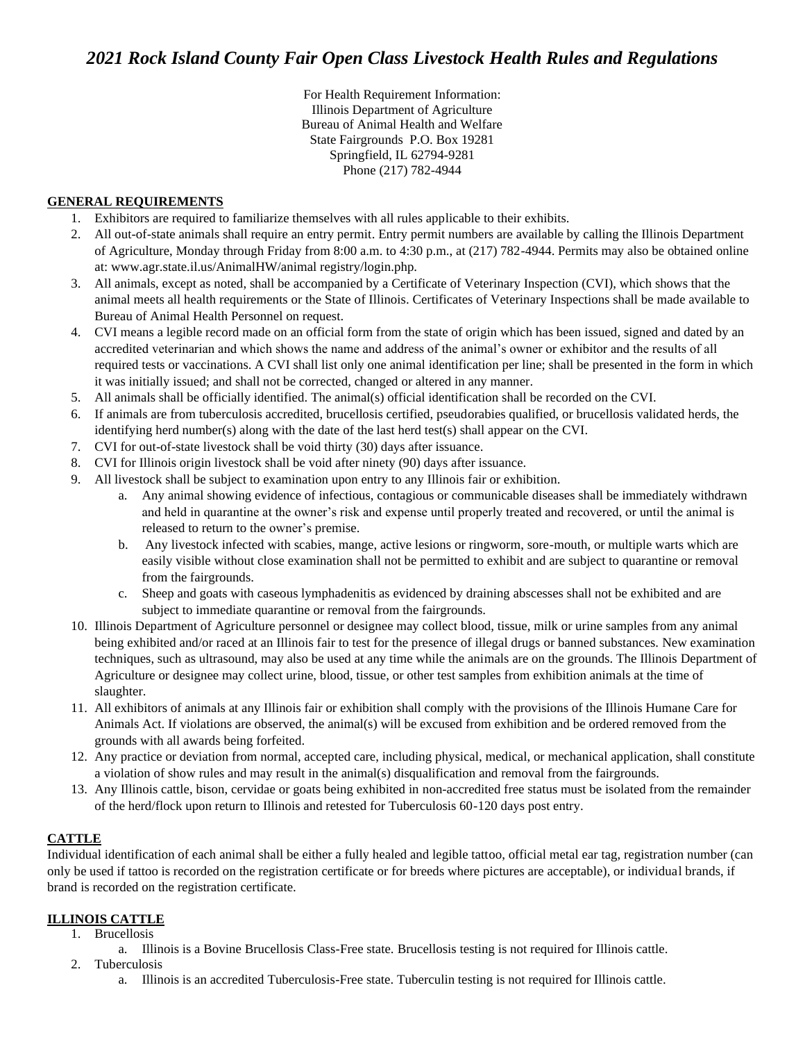# *2021 Rock Island County Fair Open Class Livestock Health Rules and Regulations*

For Health Requirement Information:
Illinois Department of Agriculture
Bureau of Animal Health and Welfare
State Fairgrounds P.O. Box 19281
Springfield, IL 62794-9281
Phone (217) 782-4944

## GENERAL REQUIREMENTS

1. Exhibitors are required to familiarize themselves with all rules applicable to their exhibits.
2. All out-of-state animals shall require an entry permit. Entry permit numbers are available by calling the Illinois Department of Agriculture, Monday through Friday from 8:00 a.m. to 4:30 p.m., at (217) 782-4944. Permits may also be obtained online at: www.agr.state.il.us/AnimalHW/animal registry/login.php.
3. All animals, except as noted, shall be accompanied by a Certificate of Veterinary Inspection (CVI), which shows that the animal meets all health requirements or the State of Illinois. Certificates of Veterinary Inspections shall be made available to Bureau of Animal Health Personnel on request.
4. CVI means a legible record made on an official form from the state of origin which has been issued, signed and dated by an accredited veterinarian and which shows the name and address of the animal's owner or exhibitor and the results of all required tests or vaccinations. A CVI shall list only one animal identification per line; shall be presented in the form in which it was initially issued; and shall not be corrected, changed or altered in any manner.
5. All animals shall be officially identified. The animal(s) official identification shall be recorded on the CVI.
6. If animals are from tuberculosis accredited, brucellosis certified, pseudorabies qualified, or brucellosis validated herds, the identifying herd number(s) along with the date of the last herd test(s) shall appear on the CVI.
7. CVI for out-of-state livestock shall be void thirty (30) days after issuance.
8. CVI for Illinois origin livestock shall be void after ninety (90) days after issuance.
9. All livestock shall be subject to examination upon entry to any Illinois fair or exhibition.
    a. Any animal showing evidence of infectious, contagious or communicable diseases shall be immediately withdrawn and held in quarantine at the owner's risk and expense until properly treated and recovered, or until the animal is released to return to the owner's premise.
    b. Any livestock infected with scabies, mange, active lesions or ringworm, sore-mouth, or multiple warts which are easily visible without close examination shall not be permitted to exhibit and are subject to quarantine or removal from the fairgrounds.
    c. Sheep and goats with caseous lymphadenitis as evidenced by draining abscesses shall not be exhibited and are subject to immediate quarantine or removal from the fairgrounds.
10. Illinois Department of Agriculture personnel or designee may collect blood, tissue, milk or urine samples from any animal being exhibited and/or raced at an Illinois fair to test for the presence of illegal drugs or banned substances. New examination techniques, such as ultrasound, may also be used at any time while the animals are on the grounds. The Illinois Department of Agriculture or designee may collect urine, blood, tissue, or other test samples from exhibition animals at the time of slaughter.
11. All exhibitors of animals at any Illinois fair or exhibition shall comply with the provisions of the Illinois Humane Care for Animals Act. If violations are observed, the animal(s) will be excused from exhibition and be ordered removed from the grounds with all awards being forfeited.
12. Any practice or deviation from normal, accepted care, including physical, medical, or mechanical application, shall constitute a violation of show rules and may result in the animal(s) disqualification and removal from the fairgrounds.
13. Any Illinois cattle, bison, cervidae or goats being exhibited in non-accredited free status must be isolated from the remainder of the herd/flock upon return to Illinois and retested for Tuberculosis 60-120 days post entry.

## CATTLE

Individual identification of each animal shall be either a fully healed and legible tattoo, official metal ear tag, registration number (can only be used if tattoo is recorded on the registration certificate or for breeds where pictures are acceptable), or individual brands, if brand is recorded on the registration certificate.

## ILLINOIS CATTLE

1. Brucellosis
    a. Illinois is a Bovine Brucellosis Class-Free state. Brucellosis testing is not required for Illinois cattle.
2. Tuberculosis
    a. Illinois is an accredited Tuberculosis-Free state. Tuberculin testing is not required for Illinois cattle.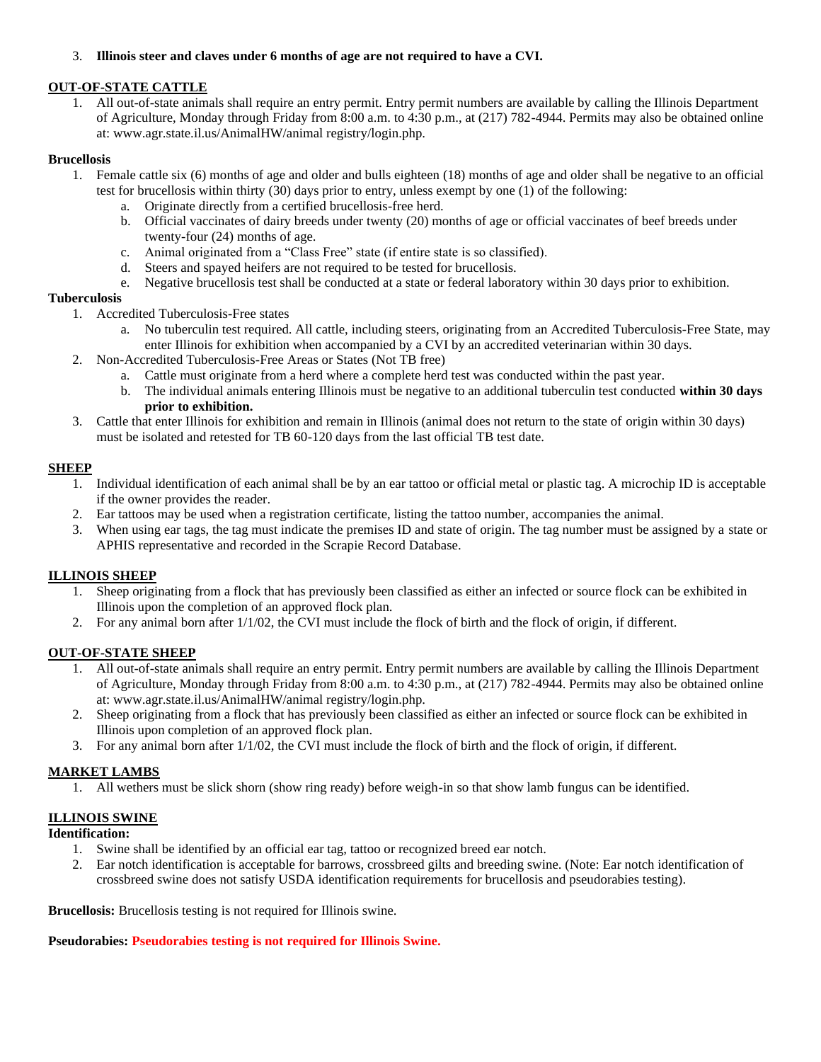3. **Illinois steer and claves under 6 months of age are not required to have a CVI.**

## OUT-OF-STATE CATTLE

1. All out-of-state animals shall require an entry permit. Entry permit numbers are available by calling the Illinois Department of Agriculture, Monday through Friday from 8:00 a.m. to 4:30 p.m., at (217) 782-4944. Permits may also be obtained online at: www.agr.state.il.us/AnimalHW/animal registry/login.php.

### Brucellosis

1. Female cattle six (6) months of age and older and bulls eighteen (18) months of age and older shall be negative to an official test for brucellosis within thirty (30) days prior to entry, unless exempt by one (1) of the following:
   a. Originate directly from a certified brucellosis-free herd.
   b. Official vaccinates of dairy breeds under twenty (20) months of age or official vaccinates of beef breeds under twenty-four (24) months of age.
   c. Animal originated from a "Class Free" state (if entire state is so classified).
   d. Steers and spayed heifers are not required to be tested for brucellosis.
   e. Negative brucellosis test shall be conducted at a state or federal laboratory within 30 days prior to exhibition.

### Tuberculosis

1. Accredited Tuberculosis-Free states
   a. No tuberculin test required. All cattle, including steers, originating from an Accredited Tuberculosis-Free State, may enter Illinois for exhibition when accompanied by a CVI by an accredited veterinarian within 30 days.
2. Non-Accredited Tuberculosis-Free Areas or States (Not TB free)
   a. Cattle must originate from a herd where a complete herd test was conducted within the past year.
   b. The individual animals entering Illinois must be negative to an additional tuberculin test conducted **within 30 days prior to exhibition.**
3. Cattle that enter Illinois for exhibition and remain in Illinois (animal does not return to the state of origin within 30 days) must be isolated and retested for TB 60-120 days from the last official TB test date.

## SHEEP

1. Individual identification of each animal shall be by an ear tattoo or official metal or plastic tag. A microchip ID is acceptable if the owner provides the reader.
2. Ear tattoos may be used when a registration certificate, listing the tattoo number, accompanies the animal.
3. When using ear tags, the tag must indicate the premises ID and state of origin. The tag number must be assigned by a state or APHIS representative and recorded in the Scrapie Record Database.

## ILLINOIS SHEEP

1. Sheep originating from a flock that has previously been classified as either an infected or source flock can be exhibited in Illinois upon the completion of an approved flock plan.
2. For any animal born after 1/1/02, the CVI must include the flock of birth and the flock of origin, if different.

## OUT-OF-STATE SHEEP

1. All out-of-state animals shall require an entry permit. Entry permit numbers are available by calling the Illinois Department of Agriculture, Monday through Friday from 8:00 a.m. to 4:30 p.m., at (217) 782-4944. Permits may also be obtained online at: www.agr.state.il.us/AnimalHW/animal registry/login.php.
2. Sheep originating from a flock that has previously been classified as either an infected or source flock can be exhibited in Illinois upon completion of an approved flock plan.
3. For any animal born after 1/1/02, the CVI must include the flock of birth and the flock of origin, if different.

## MARKET LAMBS

1. All wethers must be slick shorn (show ring ready) before weigh-in so that show lamb fungus can be identified.

## ILLINOIS SWINE

### Identification:

1. Swine shall be identified by an official ear tag, tattoo or recognized breed ear notch.
2. Ear notch identification is acceptable for barrows, crossbreed gilts and breeding swine. (Note: Ear notch identification of crossbreed swine does not satisfy USDA identification requirements for brucellosis and pseudorabies testing).

**Brucellosis:** Brucellosis testing is not required for Illinois swine.

**Pseudorabies: Pseudorabies testing is not required for Illinois Swine.**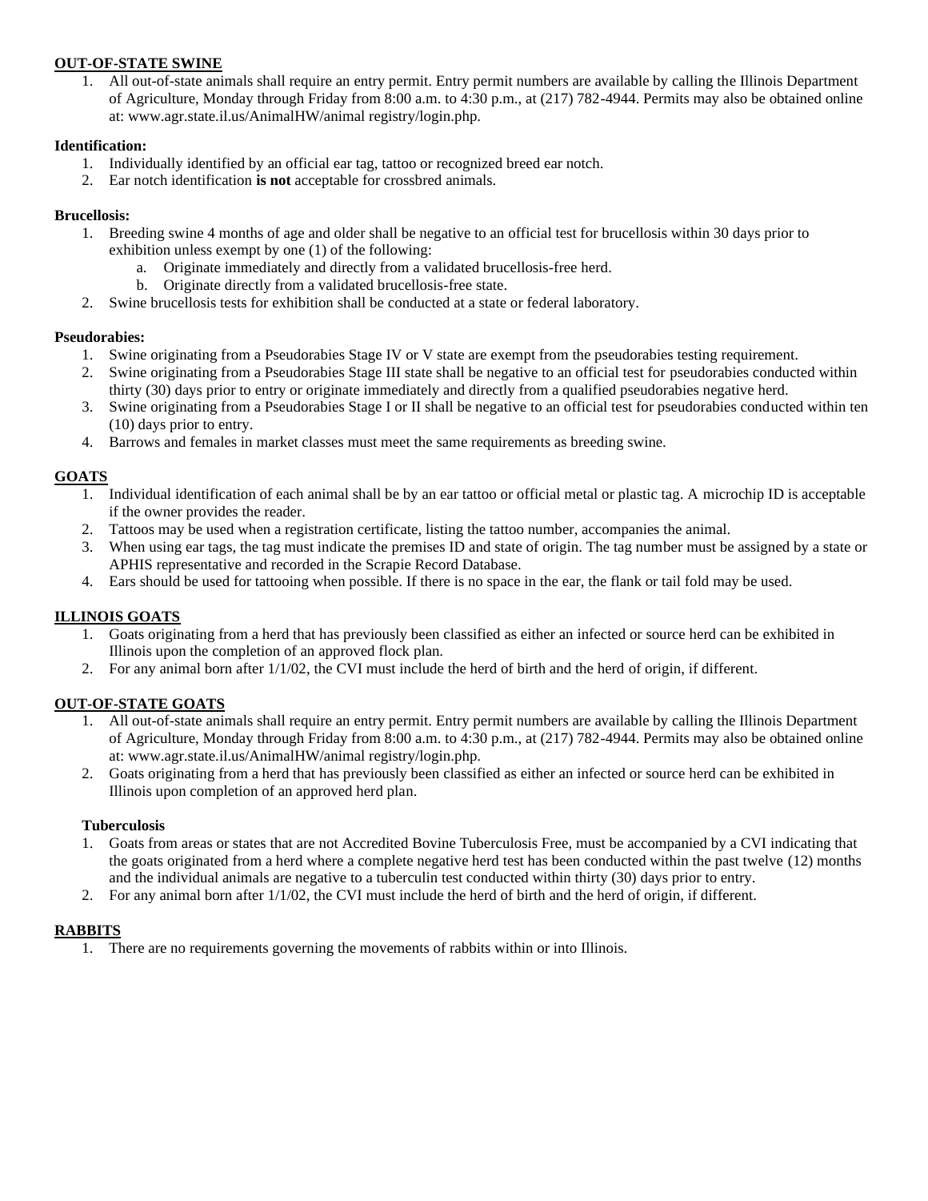## OUT-OF-STATE SWINE

1. All out-of-state animals shall require an entry permit. Entry permit numbers are available by calling the Illinois Department of Agriculture, Monday through Friday from 8:00 a.m. to 4:30 p.m., at (217) 782-4944. Permits may also be obtained online at: www.agr.state.il.us/AnimalHW/animal registry/login.php.

### Identification:

1. Individually identified by an official ear tag, tattoo or recognized breed ear notch.
2. Ear notch identification **is not** acceptable for crossbred animals.

### Brucellosis:

1. Breeding swine 4 months of age and older shall be negative to an official test for brucellosis within 30 days prior to exhibition unless exempt by one (1) of the following:
   a. Originate immediately and directly from a validated brucellosis-free herd.
   b. Originate directly from a validated brucellosis-free state.
2. Swine brucellosis tests for exhibition shall be conducted at a state or federal laboratory.

### Pseudorabies:

1. Swine originating from a Pseudorabies Stage IV or V state are exempt from the pseudorabies testing requirement.
2. Swine originating from a Pseudorabies Stage III state shall be negative to an official test for pseudorabies conducted within thirty (30) days prior to entry or originate immediately and directly from a qualified pseudorabies negative herd.
3. Swine originating from a Pseudorabies Stage I or II shall be negative to an official test for pseudorabies conducted within ten (10) days prior to entry.
4. Barrows and females in market classes must meet the same requirements as breeding swine.

## GOATS

1. Individual identification of each animal shall be by an ear tattoo or official metal or plastic tag. A microchip ID is acceptable if the owner provides the reader.
2. Tattoos may be used when a registration certificate, listing the tattoo number, accompanies the animal.
3. When using ear tags, the tag must indicate the premises ID and state of origin. The tag number must be assigned by a state or APHIS representative and recorded in the Scrapie Record Database.
4. Ears should be used for tattooing when possible. If there is no space in the ear, the flank or tail fold may be used.

## ILLINOIS GOATS

1. Goats originating from a herd that has previously been classified as either an infected or source herd can be exhibited in Illinois upon the completion of an approved flock plan.
2. For any animal born after 1/1/02, the CVI must include the herd of birth and the herd of origin, if different.

## OUT-OF-STATE GOATS

1. All out-of-state animals shall require an entry permit. Entry permit numbers are available by calling the Illinois Department of Agriculture, Monday through Friday from 8:00 a.m. to 4:30 p.m., at (217) 782-4944. Permits may also be obtained online at: www.agr.state.il.us/AnimalHW/animal registry/login.php.
2. Goats originating from a herd that has previously been classified as either an infected or source herd can be exhibited in Illinois upon completion of an approved herd plan.

### Tuberculosis

1. Goats from areas or states that are not Accredited Bovine Tuberculosis Free, must be accompanied by a CVI indicating that the goats originated from a herd where a complete negative herd test has been conducted within the past twelve (12) months and the individual animals are negative to a tuberculin test conducted within thirty (30) days prior to entry.
2. For any animal born after 1/1/02, the CVI must include the herd of birth and the herd of origin, if different.

## RABBITS

1. There are no requirements governing the movements of rabbits within or into Illinois.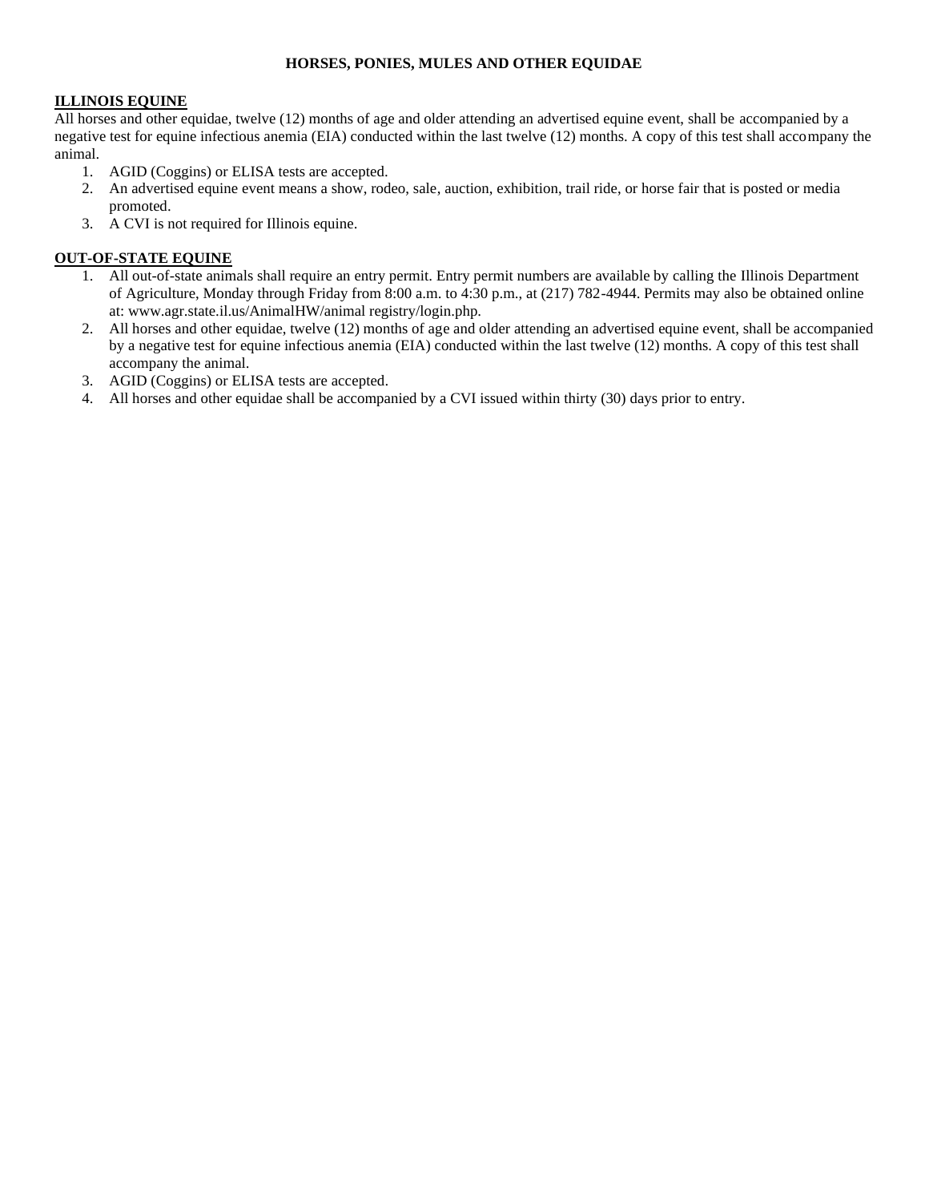## HORSES, PONIES, MULES AND OTHER EQUIDAE

**ILLINOIS EQUINE**

All horses and other equidae, twelve (12) months of age and older attending an advertised equine event, shall be accompanied by a negative test for equine infectious anemia (EIA) conducted within the last twelve (12) months. A copy of this test shall accompany the animal.

1. AGID (Coggins) or ELISA tests are accepted.
2. An advertised equine event means a show, rodeo, sale, auction, exhibition, trail ride, or horse fair that is posted or media promoted.
3. A CVI is not required for Illinois equine.

**OUT-OF-STATE EQUINE**

1. All out-of-state animals shall require an entry permit. Entry permit numbers are available by calling the Illinois Department of Agriculture, Monday through Friday from 8:00 a.m. to 4:30 p.m., at (217) 782-4944. Permits may also be obtained online at: www.agr.state.il.us/AnimalHW/animal registry/login.php.
2. All horses and other equidae, twelve (12) months of age and older attending an advertised equine event, shall be accompanied by a negative test for equine infectious anemia (EIA) conducted within the last twelve (12) months. A copy of this test shall accompany the animal.
3. AGID (Coggins) or ELISA tests are accepted.
4. All horses and other equidae shall be accompanied by a CVI issued within thirty (30) days prior to entry.